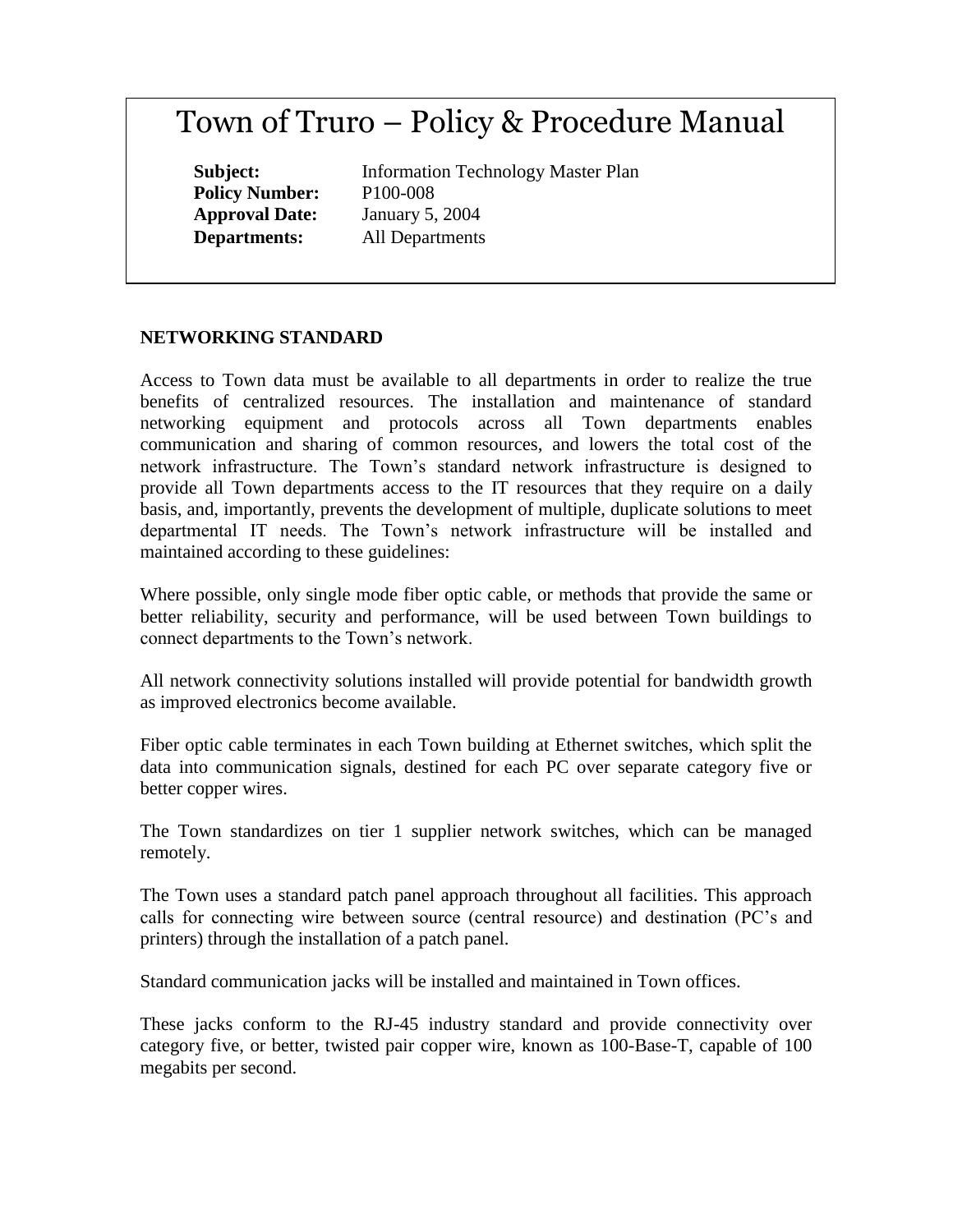# Town of Truro – Policy & Procedure Manual

**Subject:** Information Technology Master Plan
**Policy Number:** P100-008
**Approval Date:** January 5, 2004
**Departments:** All Departments

### NETWORKING STANDARD

Access to Town data must be available to all departments in order to realize the true benefits of centralized resources. The installation and maintenance of standard networking equipment and protocols across all Town departments enables communication and sharing of common resources, and lowers the total cost of the network infrastructure. The Town's standard network infrastructure is designed to provide all Town departments access to the IT resources that they require on a daily basis, and, importantly, prevents the development of multiple, duplicate solutions to meet departmental IT needs. The Town's network infrastructure will be installed and maintained according to these guidelines:

Where possible, only single mode fiber optic cable, or methods that provide the same or better reliability, security and performance, will be used between Town buildings to connect departments to the Town's network.

All network connectivity solutions installed will provide potential for bandwidth growth as improved electronics become available.

Fiber optic cable terminates in each Town building at Ethernet switches, which split the data into communication signals, destined for each PC over separate category five or better copper wires.

The Town standardizes on tier 1 supplier network switches, which can be managed remotely.

The Town uses a standard patch panel approach throughout all facilities. This approach calls for connecting wire between source (central resource) and destination (PC's and printers) through the installation of a patch panel.

Standard communication jacks will be installed and maintained in Town offices.

These jacks conform to the RJ-45 industry standard and provide connectivity over category five, or better, twisted pair copper wire, known as 100-Base-T, capable of 100 megabits per second.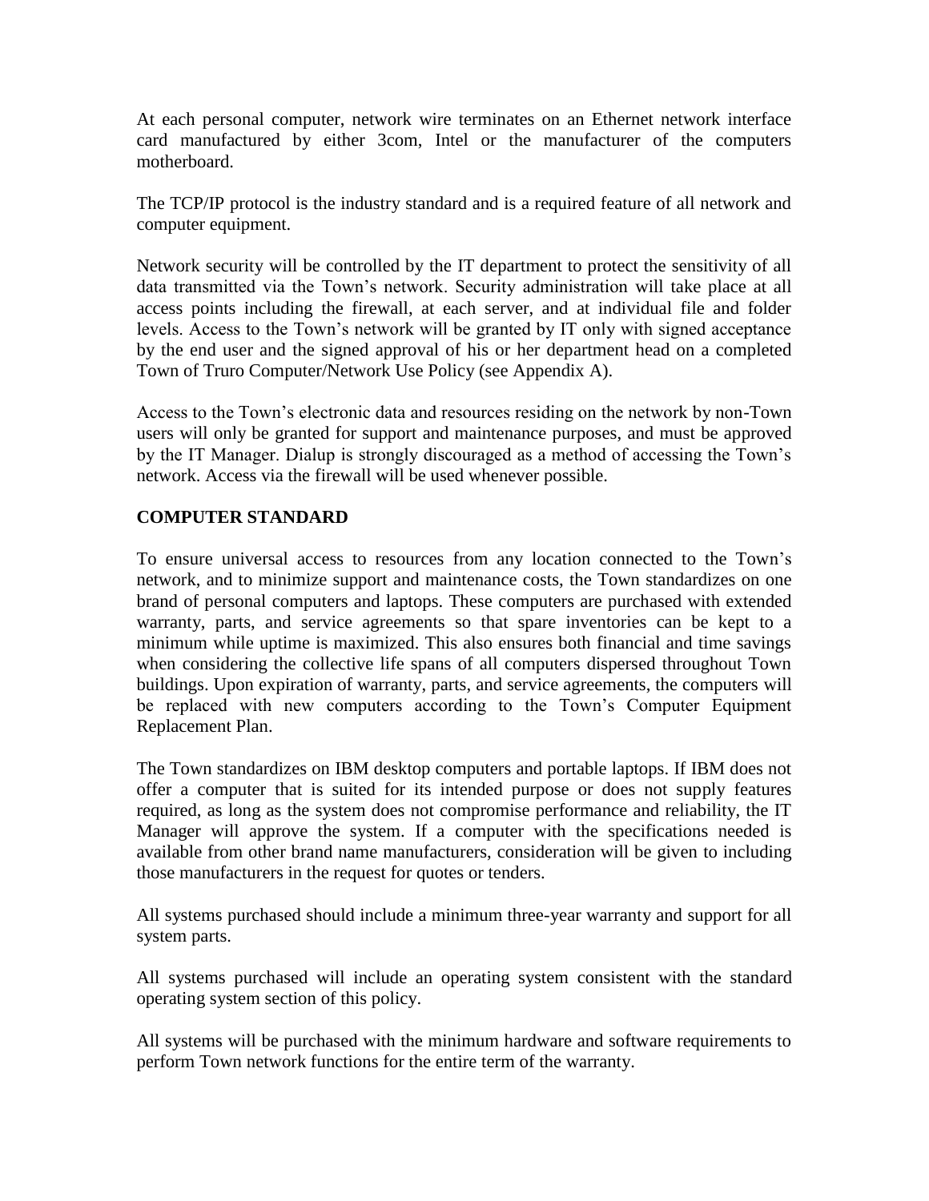At each personal computer, network wire terminates on an Ethernet network interface card manufactured by either 3com, Intel or the manufacturer of the computers motherboard.

The TCP/IP protocol is the industry standard and is a required feature of all network and computer equipment.

Network security will be controlled by the IT department to protect the sensitivity of all data transmitted via the Town's network. Security administration will take place at all access points including the firewall, at each server, and at individual file and folder levels. Access to the Town's network will be granted by IT only with signed acceptance by the end user and the signed approval of his or her department head on a completed Town of Truro Computer/Network Use Policy (see Appendix A).

Access to the Town's electronic data and resources residing on the network by non-Town users will only be granted for support and maintenance purposes, and must be approved by the IT Manager. Dialup is strongly discouraged as a method of accessing the Town's network. Access via the firewall will be used whenever possible.

## COMPUTER STANDARD

To ensure universal access to resources from any location connected to the Town's network, and to minimize support and maintenance costs, the Town standardizes on one brand of personal computers and laptops. These computers are purchased with extended warranty, parts, and service agreements so that spare inventories can be kept to a minimum while uptime is maximized. This also ensures both financial and time savings when considering the collective life spans of all computers dispersed throughout Town buildings. Upon expiration of warranty, parts, and service agreements, the computers will be replaced with new computers according to the Town's Computer Equipment Replacement Plan.

The Town standardizes on IBM desktop computers and portable laptops. If IBM does not offer a computer that is suited for its intended purpose or does not supply features required, as long as the system does not compromise performance and reliability, the IT Manager will approve the system. If a computer with the specifications needed is available from other brand name manufacturers, consideration will be given to including those manufacturers in the request for quotes or tenders.

All systems purchased should include a minimum three-year warranty and support for all system parts.

All systems purchased will include an operating system consistent with the standard operating system section of this policy.

All systems will be purchased with the minimum hardware and software requirements to perform Town network functions for the entire term of the warranty.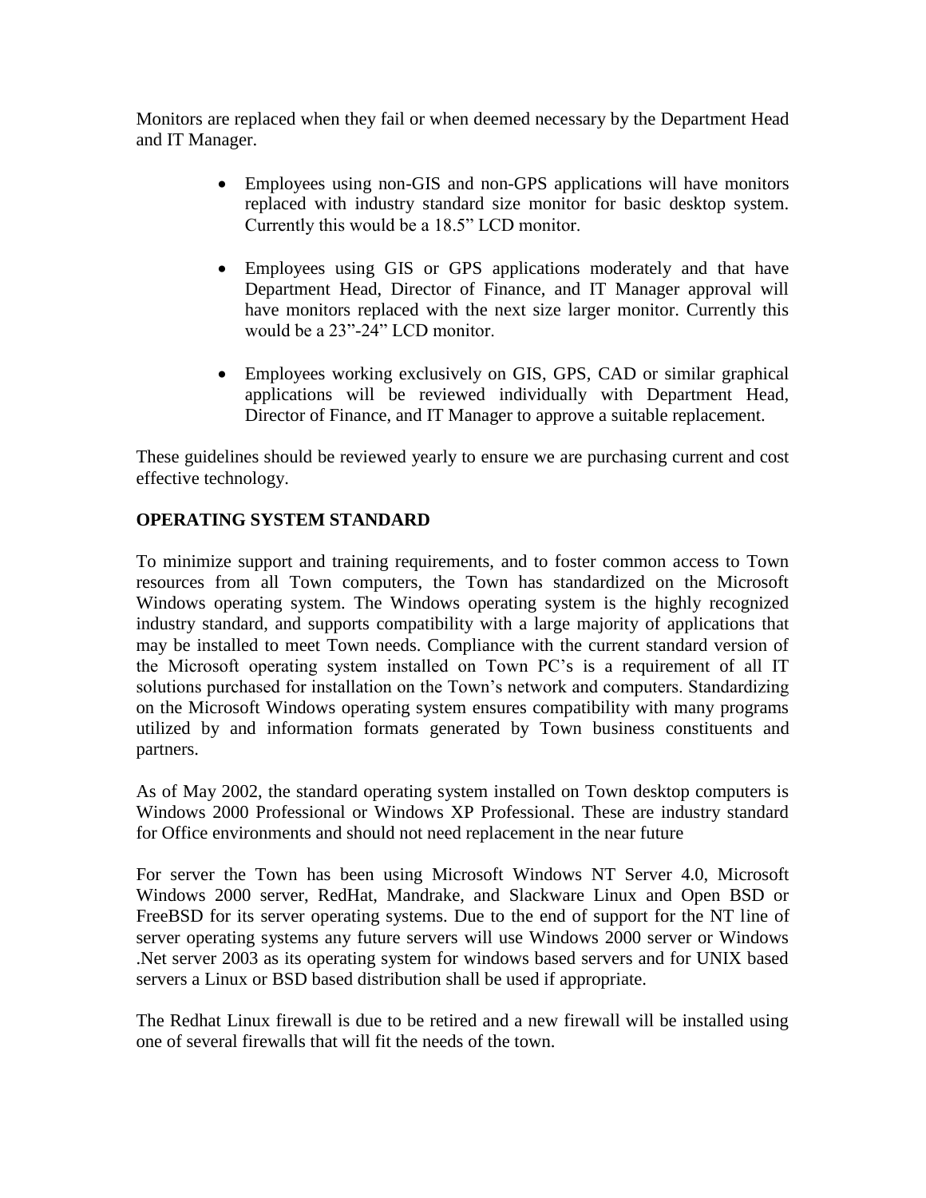Monitors are replaced when they fail or when deemed necessary by the Department Head and IT Manager.

- Employees using non-GIS and non-GPS applications will have monitors replaced with industry standard size monitor for basic desktop system. Currently this would be a 18.5" LCD monitor.

- Employees using GIS or GPS applications moderately and that have Department Head, Director of Finance, and IT Manager approval will have monitors replaced with the next size larger monitor. Currently this would be a 23"-24" LCD monitor.

- Employees working exclusively on GIS, GPS, CAD or similar graphical applications will be reviewed individually with Department Head, Director of Finance, and IT Manager to approve a suitable replacement.

These guidelines should be reviewed yearly to ensure we are purchasing current and cost effective technology.

**OPERATING SYSTEM STANDARD**

To minimize support and training requirements, and to foster common access to Town resources from all Town computers, the Town has standardized on the Microsoft Windows operating system. The Windows operating system is the highly recognized industry standard, and supports compatibility with a large majority of applications that may be installed to meet Town needs. Compliance with the current standard version of the Microsoft operating system installed on Town PC's is a requirement of all IT solutions purchased for installation on the Town's network and computers. Standardizing on the Microsoft Windows operating system ensures compatibility with many programs utilized by and information formats generated by Town business constituents and partners.

As of May 2002, the standard operating system installed on Town desktop computers is Windows 2000 Professional or Windows XP Professional. These are industry standard for Office environments and should not need replacement in the near future

For server the Town has been using Microsoft Windows NT Server 4.0, Microsoft Windows 2000 server, RedHat, Mandrake, and Slackware Linux and Open BSD or FreeBSD for its server operating systems. Due to the end of support for the NT line of server operating systems any future servers will use Windows 2000 server or Windows .Net server 2003 as its operating system for windows based servers and for UNIX based servers a Linux or BSD based distribution shall be used if appropriate.

The Redhat Linux firewall is due to be retired and a new firewall will be installed using one of several firewalls that will fit the needs of the town.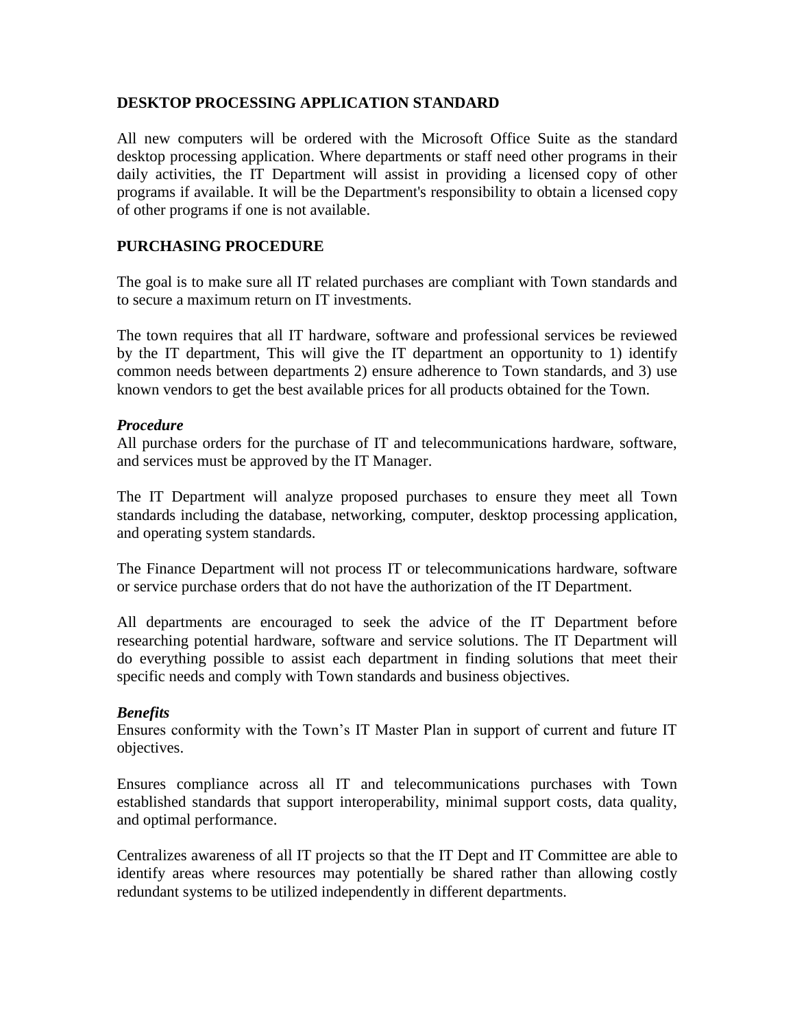## DESKTOP PROCESSING APPLICATION STANDARD

All new computers will be ordered with the Microsoft Office Suite as the standard desktop processing application. Where departments or staff need other programs in their daily activities, the IT Department will assist in providing a licensed copy of other programs if available. It will be the Department's responsibility to obtain a licensed copy of other programs if one is not available.

## PURCHASING PROCEDURE

The goal is to make sure all IT related purchases are compliant with Town standards and to secure a maximum return on IT investments.

The town requires that all IT hardware, software and professional services be reviewed by the IT department, This will give the IT department an opportunity to 1) identify common needs between departments 2) ensure adherence to Town standards, and 3) use known vendors to get the best available prices for all products obtained for the Town.

### *Procedure*

All purchase orders for the purchase of IT and telecommunications hardware, software, and services must be approved by the IT Manager.

The IT Department will analyze proposed purchases to ensure they meet all Town standards including the database, networking, computer, desktop processing application, and operating system standards.

The Finance Department will not process IT or telecommunications hardware, software or service purchase orders that do not have the authorization of the IT Department.

All departments are encouraged to seek the advice of the IT Department before researching potential hardware, software and service solutions. The IT Department will do everything possible to assist each department in finding solutions that meet their specific needs and comply with Town standards and business objectives.

### *Benefits*

Ensures conformity with the Town's IT Master Plan in support of current and future IT objectives.

Ensures compliance across all IT and telecommunications purchases with Town established standards that support interoperability, minimal support costs, data quality, and optimal performance.

Centralizes awareness of all IT projects so that the IT Dept and IT Committee are able to identify areas where resources may potentially be shared rather than allowing costly redundant systems to be utilized independently in different departments.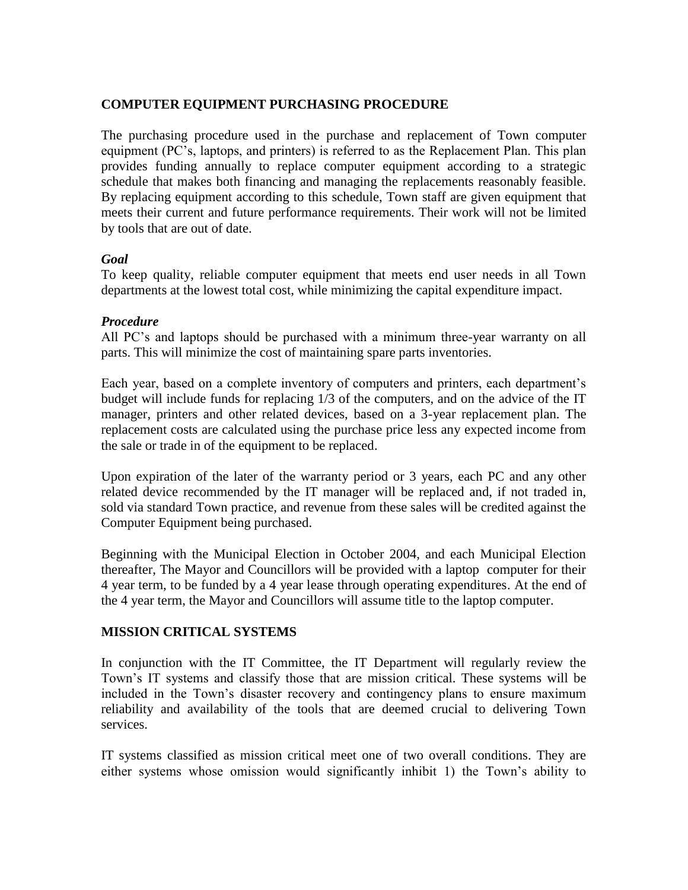## COMPUTER EQUIPMENT PURCHASING PROCEDURE

The purchasing procedure used in the purchase and replacement of Town computer equipment (PC's, laptops, and printers) is referred to as the Replacement Plan. This plan provides funding annually to replace computer equipment according to a strategic schedule that makes both financing and managing the replacements reasonably feasible. By replacing equipment according to this schedule, Town staff are given equipment that meets their current and future performance requirements. Their work will not be limited by tools that are out of date.

### *Goal*

To keep quality, reliable computer equipment that meets end user needs in all Town departments at the lowest total cost, while minimizing the capital expenditure impact.

### *Procedure*

All PC's and laptops should be purchased with a minimum three-year warranty on all parts. This will minimize the cost of maintaining spare parts inventories.

Each year, based on a complete inventory of computers and printers, each department's budget will include funds for replacing 1/3 of the computers, and on the advice of the IT manager, printers and other related devices, based on a 3-year replacement plan. The replacement costs are calculated using the purchase price less any expected income from the sale or trade in of the equipment to be replaced.

Upon expiration of the later of the warranty period or 3 years, each PC and any other related device recommended by the IT manager will be replaced and, if not traded in, sold via standard Town practice, and revenue from these sales will be credited against the Computer Equipment being purchased.

Beginning with the Municipal Election in October 2004, and each Municipal Election thereafter, The Mayor and Councillors will be provided with a laptop computer for their 4 year term, to be funded by a 4 year lease through operating expenditures. At the end of the 4 year term, the Mayor and Councillors will assume title to the laptop computer.

## MISSION CRITICAL SYSTEMS

In conjunction with the IT Committee, the IT Department will regularly review the Town's IT systems and classify those that are mission critical. These systems will be included in the Town's disaster recovery and contingency plans to ensure maximum reliability and availability of the tools that are deemed crucial to delivering Town services.

IT systems classified as mission critical meet one of two overall conditions. They are either systems whose omission would significantly inhibit 1) the Town's ability to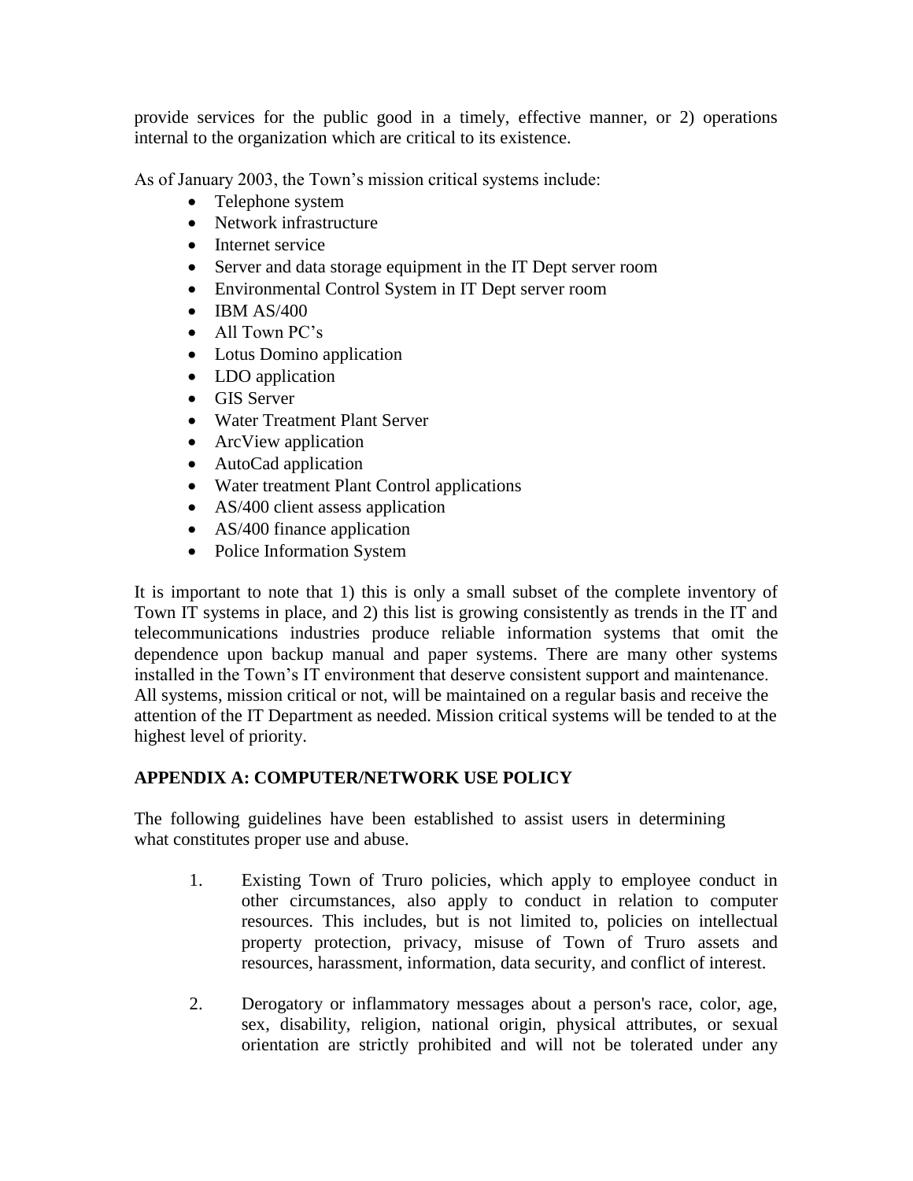provide services for the public good in a timely, effective manner, or 2) operations internal to the organization which are critical to its existence.

As of January 2003, the Town's mission critical systems include:

- Telephone system
- Network infrastructure
- Internet service
- Server and data storage equipment in the IT Dept server room
- Environmental Control System in IT Dept server room
- IBM AS/400
- All Town PC's
- Lotus Domino application
- LDO application
- GIS Server
- Water Treatment Plant Server
- ArcView application
- AutoCad application
- Water treatment Plant Control applications
- AS/400 client assess application
- AS/400 finance application
- Police Information System

It is important to note that 1) this is only a small subset of the complete inventory of Town IT systems in place, and 2) this list is growing consistently as trends in the IT and telecommunications industries produce reliable information systems that omit the dependence upon backup manual and paper systems. There are many other systems installed in the Town's IT environment that deserve consistent support and maintenance. All systems, mission critical or not, will be maintained on a regular basis and receive the attention of the IT Department as needed. Mission critical systems will be tended to at the highest level of priority.

## APPENDIX A: COMPUTER/NETWORK USE POLICY

The following guidelines have been established to assist users in determining what constitutes proper use and abuse.

1. Existing Town of Truro policies, which apply to employee conduct in other circumstances, also apply to conduct in relation to computer resources. This includes, but is not limited to, policies on intellectual property protection, privacy, misuse of Town of Truro assets and resources, harassment, information, data security, and conflict of interest.

2. Derogatory or inflammatory messages about a person's race, color, age, sex, disability, religion, national origin, physical attributes, or sexual orientation are strictly prohibited and will not be tolerated under any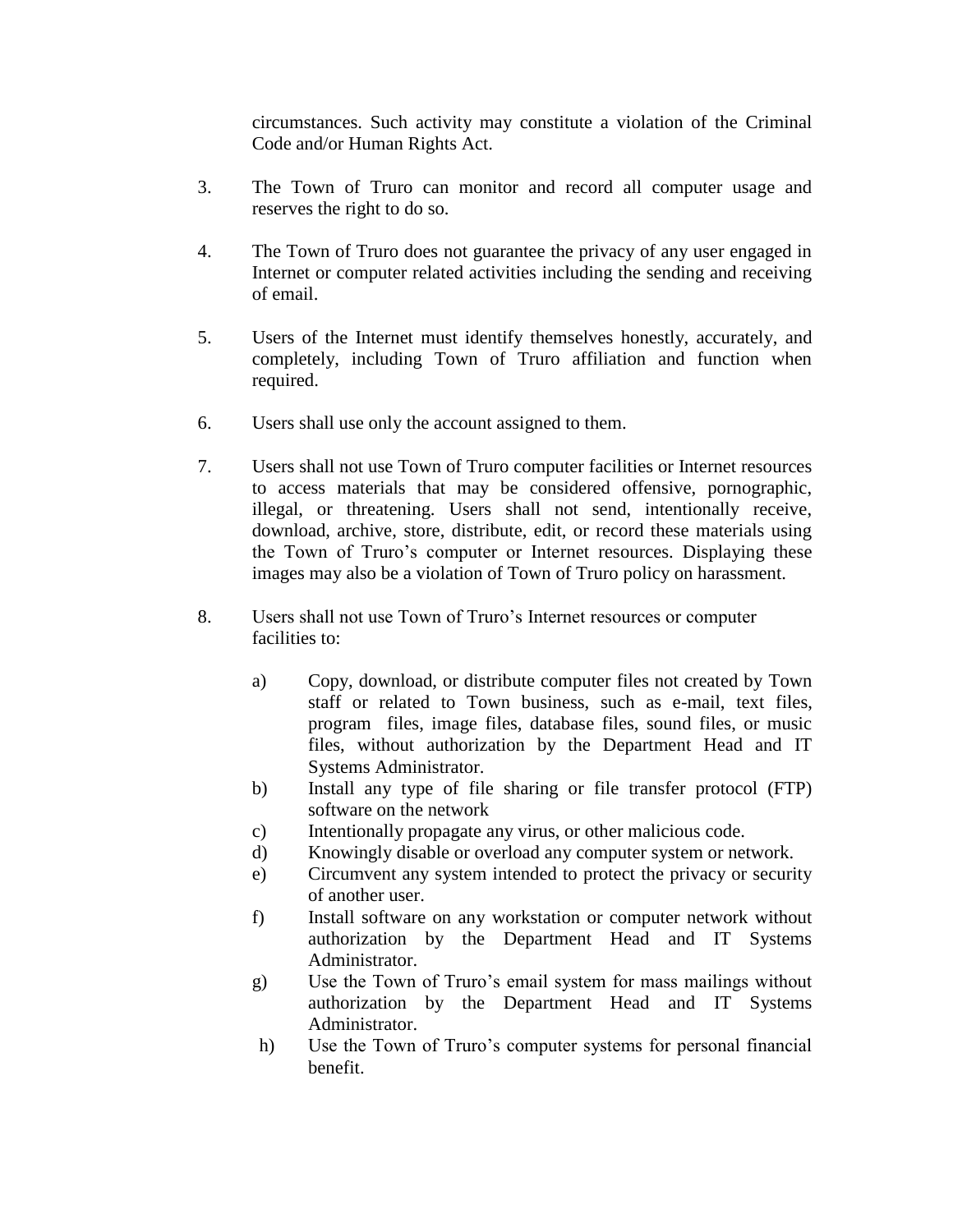circumstances. Such activity may constitute a violation of the Criminal Code and/or Human Rights Act.

3. The Town of Truro can monitor and record all computer usage and reserves the right to do so.

4. The Town of Truro does not guarantee the privacy of any user engaged in Internet or computer related activities including the sending and receiving of email.

5. Users of the Internet must identify themselves honestly, accurately, and completely, including Town of Truro affiliation and function when required.

6. Users shall use only the account assigned to them.

7. Users shall not use Town of Truro computer facilities or Internet resources to access materials that may be considered offensive, pornographic, illegal, or threatening. Users shall not send, intentionally receive, download, archive, store, distribute, edit, or record these materials using the Town of Truro's computer or Internet resources. Displaying these images may also be a violation of Town of Truro policy on harassment.

8. Users shall not use Town of Truro's Internet resources or computer facilities to:

   a) Copy, download, or distribute computer files not created by Town staff or related to Town business, such as e-mail, text files, program files, image files, database files, sound files, or music files, without authorization by the Department Head and IT Systems Administrator.
   b) Install any type of file sharing or file transfer protocol (FTP) software on the network
   c) Intentionally propagate any virus, or other malicious code.
   d) Knowingly disable or overload any computer system or network.
   e) Circumvent any system intended to protect the privacy or security of another user.
   f) Install software on any workstation or computer network without authorization by the Department Head and IT Systems Administrator.
   g) Use the Town of Truro's email system for mass mailings without authorization by the Department Head and IT Systems Administrator.
   h) Use the Town of Truro's computer systems for personal financial benefit.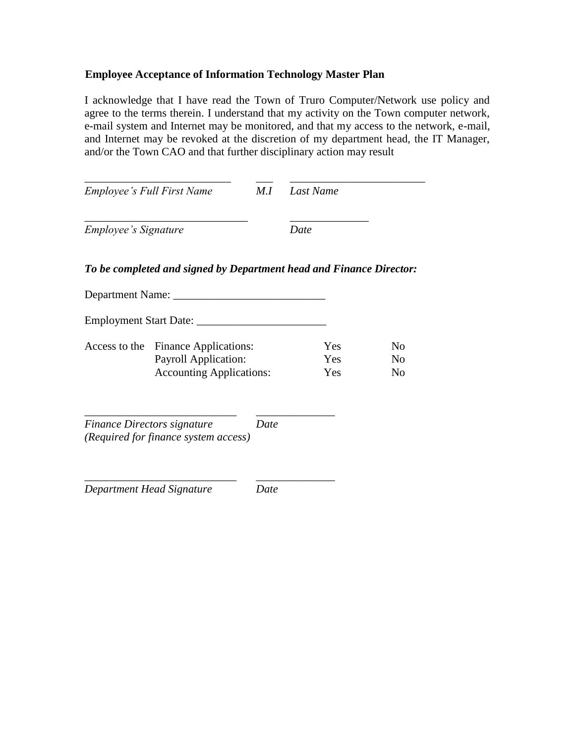**Employee Acceptance of Information Technology Master Plan**

I acknowledge that I have read the Town of Truro Computer/Network use policy and agree to the terms therein. I understand that my activity on the Town computer network, e-mail system and Internet may be monitored, and that my access to the network, e-mail, and Internet may be revoked at the discretion of my department head, the IT Manager, and/or the Town CAO and that further disciplinary action may result

__________________________ ___ ________________________
*Employee's Full First Name* *M.I* *Last Name*

_____________________________ ______________
*Employee's Signature* *Date*

***To be completed and signed by Department head and Finance Director:***

Department Name: ___________________________

Employment Start Date: _______________________

| | | | |
|---|---|---|---|
| Access to the | Finance Applications: | Yes | No |
| | Payroll Application: | Yes | No |
| | Accounting Applications: | Yes | No |

___________________________ ______________
*Finance Directors signature* *Date*
*(Required for finance system access)*

___________________________ ______________
*Department Head Signature* *Date*